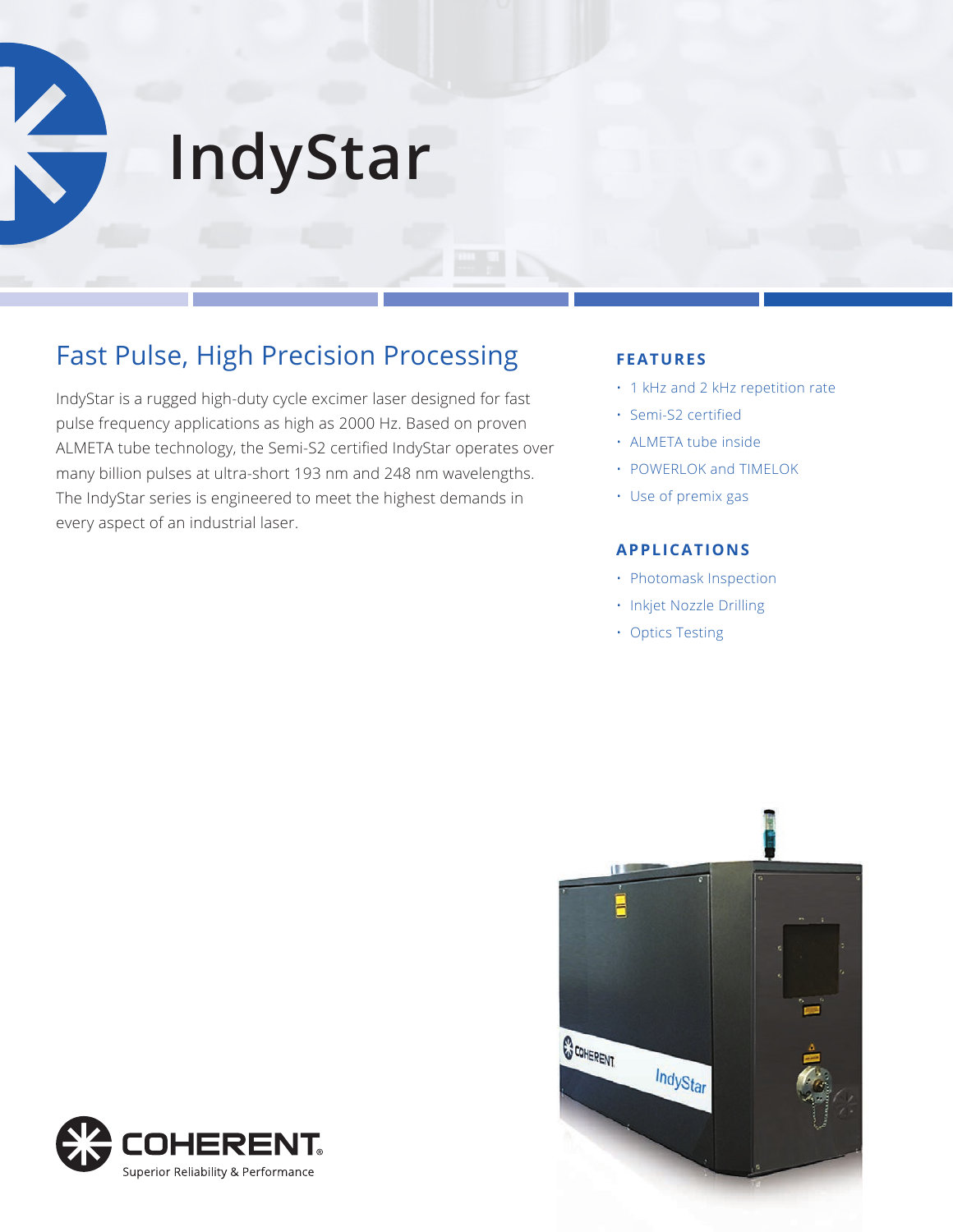# IndyStar

## Fast Pulse, High Precision Processing

IndyStar is a rugged high-duty cycle excimer laser designed for fast pulse frequency applications as high as 2000 Hz. Based on proven ALMETA tube technology, the Semi-S2 certified IndyStar operates over many billion pulses at ultra-short 193 nm and 248 nm wavelengths. The IndyStar series is engineered to meet the highest demands in every aspect of an industrial laser.

### FEATURES

- 1 kHz and 2 kHz repetition rate
- Semi-S2 certified
- ALMETA tube inside
- POWERLOK and TIMELOK
- Use of premix gas

### APPLICATIONS

- Photomask Inspection
- Inkjet Nozzle Drilling
- Optics Testing

COHERENT®
Superior Reliability & Performance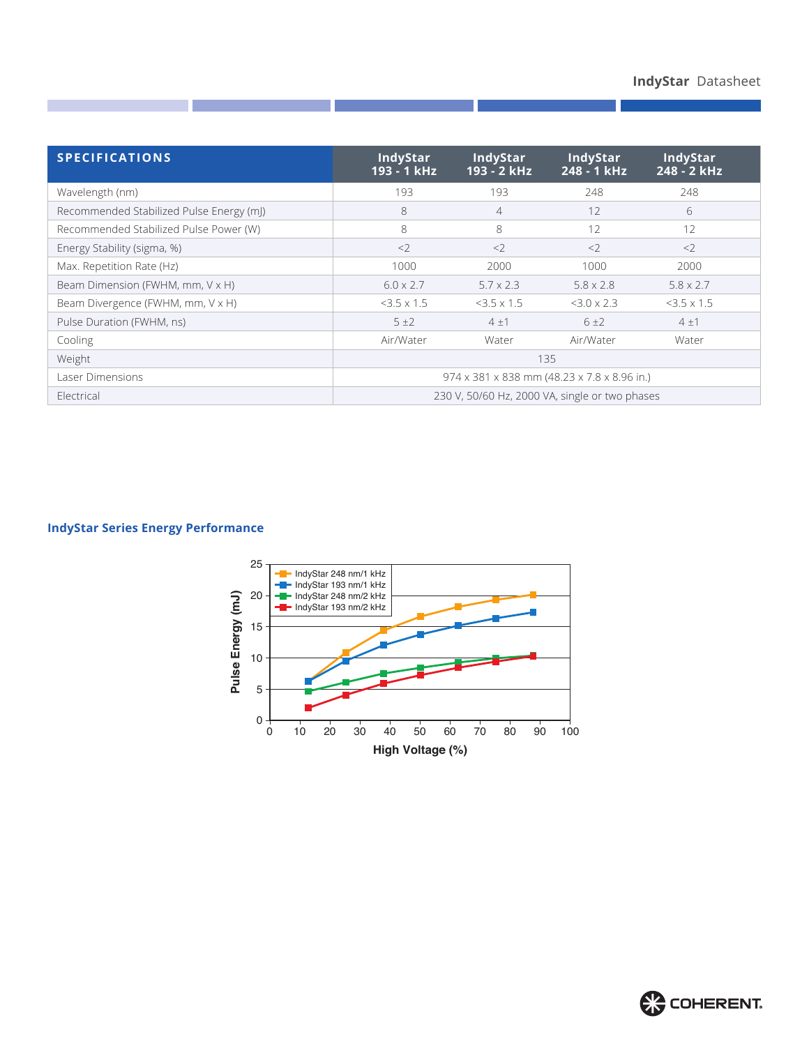| SPECIFICATIONS | IndyStar 193 - 1 kHz | IndyStar 193 - 2 kHz | IndyStar 248 - 1 kHz | IndyStar 248 - 2 kHz |
|---|---|---|---|---|
| Wavelength (nm) | 193 | 193 | 248 | 248 |
| Recommended Stabilized Pulse Energy (mJ) | 8 | 4 | 12 | 6 |
| Recommended Stabilized Pulse Power (W) | 8 | 8 | 12 | 12 |
| Energy Stability (sigma, %) | <2 | <2 | <2 | <2 |
| Max. Repetition Rate (Hz) | 1000 | 2000 | 1000 | 2000 |
| Beam Dimension (FWHM, mm, V x H) | 6.0 x 2.7 | 5.7 x 2.3 | 5.8 x 2.8 | 5.8 x 2.7 |
| Beam Divergence (FWHM, mm, V x H) | <3.5 x 1.5 | <3.5 x 1.5 | <3.0 x 2.3 | <3.5 x 1.5 |
| Pulse Duration (FWHM, ns) | 5 ±2 | 4 ±1 | 6 ±2 | 4 ±1 |
| Cooling | Air/Water | Water | Air/Water | Water |
| Weight | 135 | | | |
| Laser Dimensions | 974 x 381 x 838 mm (48.23 x 7.8 x 8.96 in.) | | | |
| Electrical | 230 V, 50/60 Hz, 2000 VA, single or two phases | | | |

## IndyStar Series Energy Performance

Line chart: Pulse Energy (mJ), 0 to 25, versus High Voltage (%), 0 to 100. Approximate values read from the chart:

| High Voltage (%) | IndyStar 248 nm/1 kHz | IndyStar 193 nm/1 kHz | IndyStar 248 nm/2 kHz | IndyStar 193 nm/2 kHz |
|---|---|---|---|---|
| ~13 | ~6.3 | ~6.3 | ~4.7 | ~2 |
| ~25 | ~10.8 | ~9.5 | ~6.1 | ~4 |
| ~38 | ~14.4 | ~12 | ~7.5 | ~5.9 |
| ~50 | ~16.6 | ~13.7 | ~8.4 | ~7.2 |
| ~63 | ~18.1 | ~15.1 | ~9.3 | ~8.4 |
| ~75 | ~19.3 | ~16.3 | ~9.9 | ~9.4 |
| ~88 | ~20.1 | ~17.2 | ~10.3 | ~10.3 |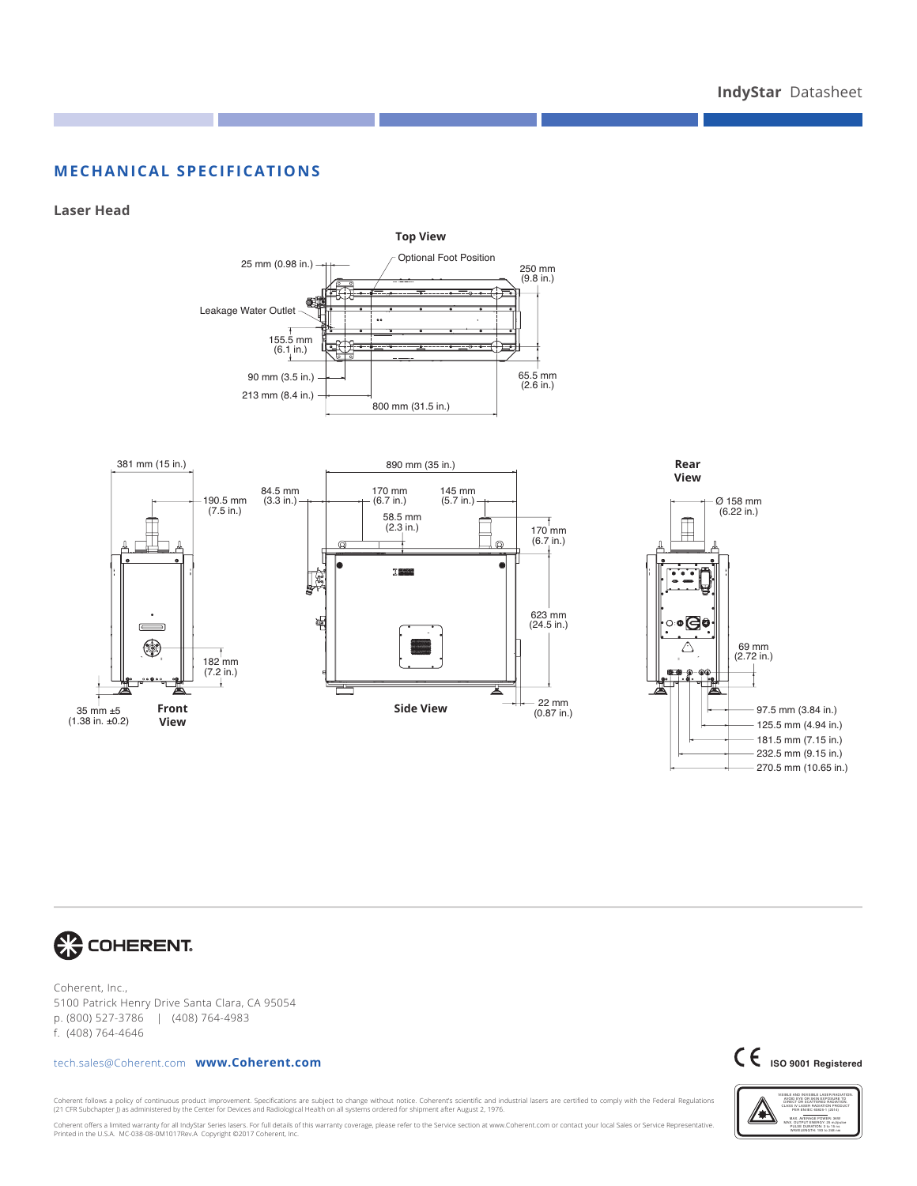## MECHANICAL SPECIFICATIONS

### Laser Head

**Top View**

25 mm (0.98 in.)
Optional Foot Position
250 mm (9.8 in.)
Leakage Water Outlet
155.5 mm (6.1 in.)
90 mm (3.5 in.)
213 mm (8.4 in.)
800 mm (31.5 in.)
65.5 mm (2.6 in.)

**Front View**

381 mm (15 in.)
190.5 mm (7.5 in.)
182 mm (7.2 in.)
35 mm ±5 (1.38 in. ±0.2)

**Side View**

890 mm (35 in.)
84.5 mm (3.3 in.)
170 mm (6.7 in.)
145 mm (5.7 in.)
58.5 mm (2.3 in.)
170 mm (6.7 in.)
623 mm (24.5 in.)
22 mm (0.87 in.)

**Rear View**

Ø 158 mm (6.22 in.)
69 mm (2.72 in.)
97.5 mm (3.84 in.)
125.5 mm (4.94 in.)
181.5 mm (7.15 in.)
232.5 mm (9.15 in.)
270.5 mm (10.65 in.)

COHERENT.

Coherent, Inc.,
5100 Patrick Henry Drive Santa Clara, CA 95054
p. (800) 527-3786 | (408) 764-4983
f. (408) 764-4646

tech.sales@Coherent.com **www.Coherent.com**

CE **ISO 9001 Registered**

Coherent follows a policy of continuous product improvement. Specifications are subject to change without notice. Coherent's scientific and industrial lasers are certified to comply with the Federal Regulations (21 CFR Subchapter J) as administered by the Center for Devices and Radiological Health on all systems ordered for shipment after August 2, 1976.

Coherent offers a limited warranty for all IndyStar Series lasers. For full details of this warranty coverage, please refer to the Service section at www.Coherent.com or contact your local Sales or Service Representative. Printed in the U.S.A. MC-038-08-0M1017Rev.A Copyright ©2017 Coherent, Inc.